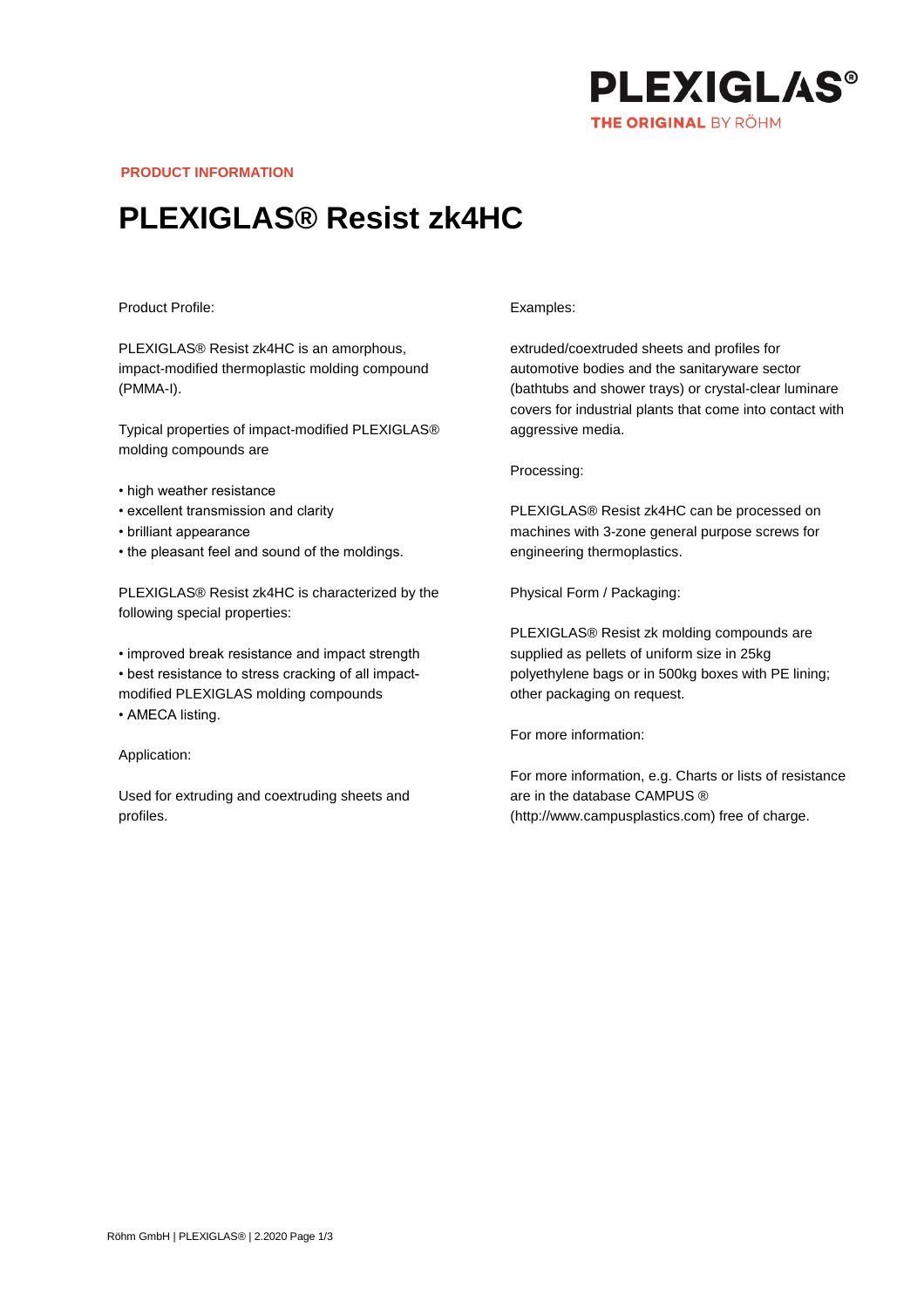PLEXIGLAS®
THE ORIGINAL BY RÖHM

**PRODUCT INFORMATION**

# PLEXIGLAS® Resist zk4HC

Product Profile:

PLEXIGLAS® Resist zk4HC is an amorphous, impact-modified thermoplastic molding compound (PMMA-I).

Typical properties of impact-modified PLEXIGLAS® molding compounds are

- high weather resistance
- excellent transmission and clarity
- brilliant appearance
- the pleasant feel and sound of the moldings.

PLEXIGLAS® Resist zk4HC is characterized by the following special properties:

- improved break resistance and impact strength
- best resistance to stress cracking of all impact-modified PLEXIGLAS molding compounds
- AMECA listing.

Application:

Used for extruding and coextruding sheets and profiles.

Examples:

extruded/coextruded sheets and profiles for automotive bodies and the sanitaryware sector (bathtubs and shower trays) or crystal-clear luminare covers for industrial plants that come into contact with aggressive media.

Processing:

PLEXIGLAS® Resist zk4HC can be processed on machines with 3-zone general purpose screws for engineering thermoplastics.

Physical Form / Packaging:

PLEXIGLAS® Resist zk molding compounds are supplied as pellets of uniform size in 25kg polyethylene bags or in 500kg boxes with PE lining; other packaging on request.

For more information:

For more information, e.g. Charts or lists of resistance are in the database CAMPUS ® (http://www.campusplastics.com) free of charge.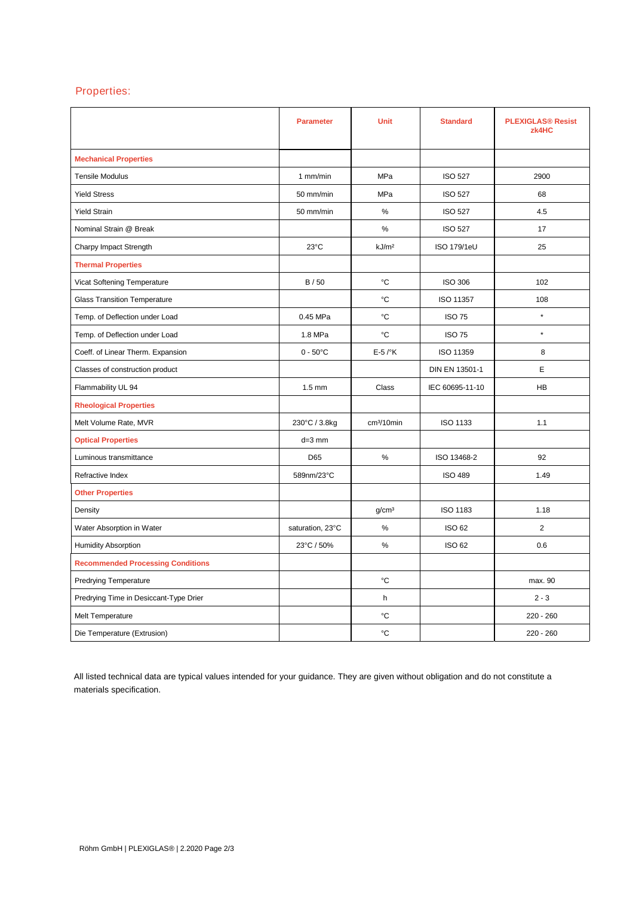## Properties:

| | Parameter | Unit | Standard | PLEXIGLAS® Resist zk4HC |
|---|---|---|---|---|
| **Mechanical Properties** | | | | |
| Tensile Modulus | 1 mm/min | MPa | ISO 527 | 2900 |
| Yield Stress | 50 mm/min | MPa | ISO 527 | 68 |
| Yield Strain | 50 mm/min | % | ISO 527 | 4.5 |
| Nominal Strain @ Break | | % | ISO 527 | 17 |
| Charpy Impact Strength | 23°C | kJ/m² | ISO 179/1eU | 25 |
| **Thermal Properties** | | | | |
| Vicat Softening Temperature | B / 50 | °C | ISO 306 | 102 |
| Glass Transition Temperature | | °C | ISO 11357 | 108 |
| Temp. of Deflection under Load | 0.45 MPa | °C | ISO 75 | * |
| Temp. of Deflection under Load | 1.8 MPa | °C | ISO 75 | * |
| Coeff. of Linear Therm. Expansion | 0 - 50°C | E-5 /°K | ISO 11359 | 8 |
| Classes of construction product | | | DIN EN 13501-1 | E |
| Flammability UL 94 | 1.5 mm | Class | IEC 60695-11-10 | HB |
| **Rheological Properties** | | | | |
| Melt Volume Rate, MVR | 230°C / 3.8kg | cm³/10min | ISO 1133 | 1.1 |
| **Optical Properties** | d=3 mm | | | |
| Luminous transmittance | D65 | % | ISO 13468-2 | 92 |
| Refractive Index | 589nm/23°C | | ISO 489 | 1.49 |
| **Other Properties** | | | | |
| Density | | g/cm³ | ISO 1183 | 1.18 |
| Water Absorption in Water | saturation, 23°C | % | ISO 62 | 2 |
| Humidity Absorption | 23°C / 50% | % | ISO 62 | 0.6 |
| **Recommended Processing Conditions** | | | | |
| Predrying Temperature | | °C | | max. 90 |
| Predrying Time in Desiccant-Type Drier | | h | | 2 - 3 |
| Melt Temperature | | °C | | 220 - 260 |
| Die Temperature (Extrusion) | | °C | | 220 - 260 |

All listed technical data are typical values intended for your guidance. They are given without obligation and do not constitute a materials specification.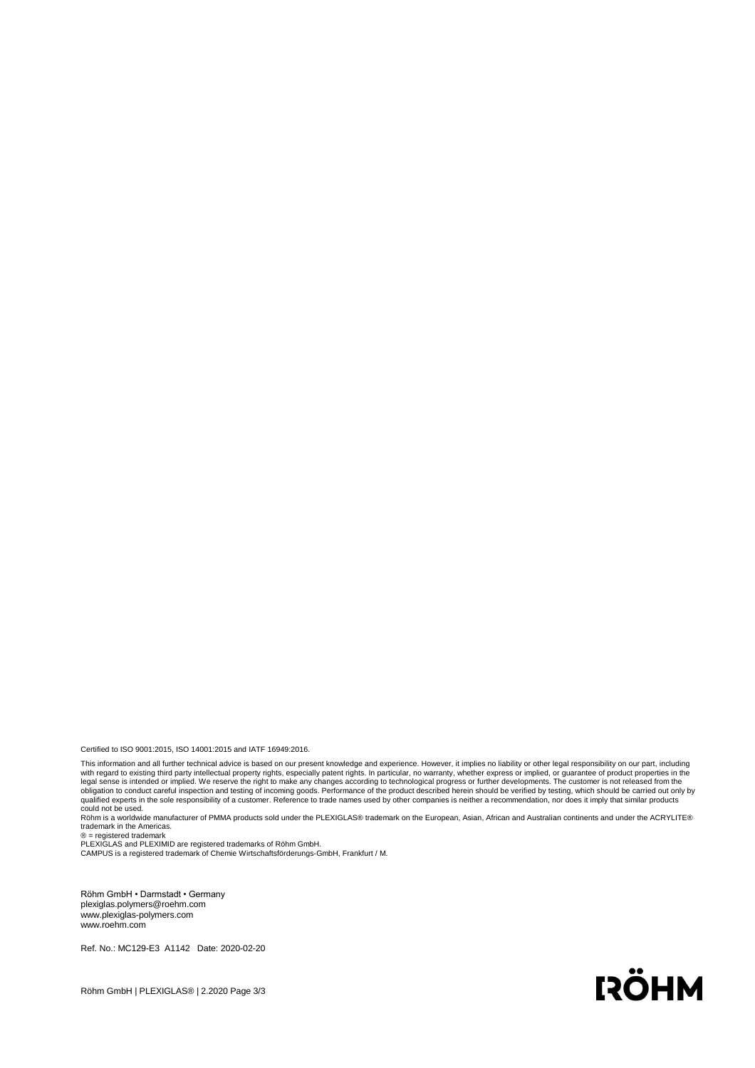Certified to ISO 9001:2015, ISO 14001:2015 and IATF 16949:2016.

This information and all further technical advice is based on our present knowledge and experience. However, it implies no liability or other legal responsibility on our part, including with regard to existing third party intellectual property rights, especially patent rights. In particular, no warranty, whether express or implied, or guarantee of product properties in the legal sense is intended or implied. We reserve the right to make any changes according to technological progress or further developments. The customer is not released from the obligation to conduct careful inspection and testing of incoming goods. Performance of the product described herein should be verified by testing, which should be carried out only by qualified experts in the sole responsibility of a customer. Reference to trade names used by other companies is neither a recommendation, nor does it imply that similar products could not be used.
Röhm is a worldwide manufacturer of PMMA products sold under the PLEXIGLAS® trademark on the European, Asian, African and Australian continents and under the ACRYLITE® trademark in the Americas.
® = registered trademark
PLEXIGLAS and PLEXIMID are registered trademarks of Röhm GmbH.
CAMPUS is a registered trademark of Chemie Wirtschaftsförderungs-GmbH, Frankfurt / M.

Röhm GmbH • Darmstadt • Germany
plexiglas.polymers@roehm.com
www.plexiglas-polymers.com
www.roehm.com

Ref. No.: MC129-E3 A1142 Date: 2020-02-20

RÖHM